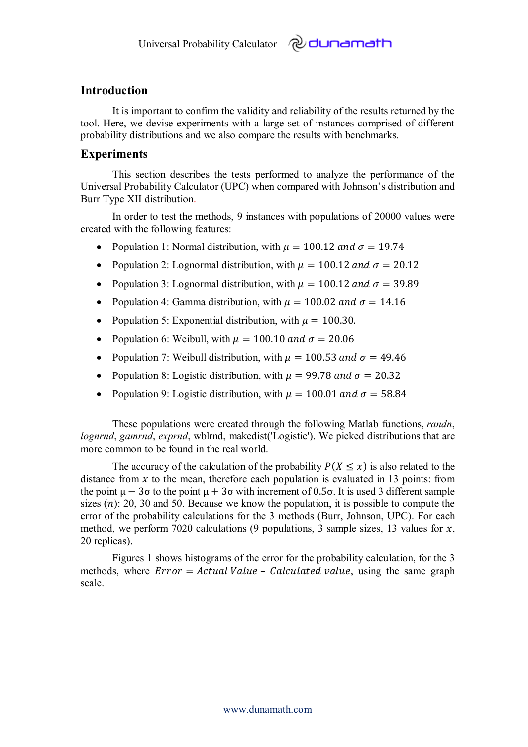## Introduction

It is important to confirm the validity and reliability of the results returned by the tool. Here, we devise experiments with a large set of instances comprised of different probability distributions and we also compare the results with benchmarks.

## Experiments

This section describes the tests performed to analyze the performance of the Universal Probability Calculator (UPC) when compared with Johnson's distribution and Burr Type XII distribution.

In order to test the methods, 9 instances with populations of 20000 values were created with the following features:

- Population 1: Normal distribution, with $\mu = 100.12 \; and \; \sigma = 19.74$
- Population 2: Lognormal distribution, with $\mu = 100.12 \; and \; \sigma = 20.12$
- Population 3: Lognormal distribution, with $\mu = 100.12 \; and \; \sigma = 39.89$
- Population 4: Gamma distribution, with $\mu = 100.02 \; and \; \sigma = 14.16$
- Population 5: Exponential distribution, with $\mu = 100.30$.
- Population 6: Weibull, with $\mu = 100.10 \; and \; \sigma = 20.06$
- Population 7: Weibull distribution, with $\mu = 100.53 \; and \; \sigma = 49.46$
- Population 8: Logistic distribution, with $\mu = 99.78 \; and \; \sigma = 20.32$
- Population 9: Logistic distribution, with $\mu = 100.01 \; and \; \sigma = 58.84$

These populations were created through the following Matlab functions, *randn*, *lognrnd*, *gamrnd*, *exprnd*, wblrnd, makedist('Logistic'). We picked distributions that are more common to be found in the real world.

The accuracy of the calculation of the probability $P(X \leq x)$ is also related to the distance from $x$ to the mean, therefore each population is evaluated in 13 points: from the point $\mu - 3\sigma$ to the point $\mu + 3\sigma$ with increment of $0.5\sigma$. It is used 3 different sample sizes ($n$): 20, 30 and 50. Because we know the population, it is possible to compute the error of the probability calculations for the 3 methods (Burr, Johnson, UPC). For each method, we perform 7020 calculations (9 populations, 3 sample sizes, 13 values for $x$, 20 replicas).

Figures 1 shows histograms of the error for the probability calculation, for the 3 methods, where $Error = Actual \; Value - Calculated \; value$, using the same graph scale.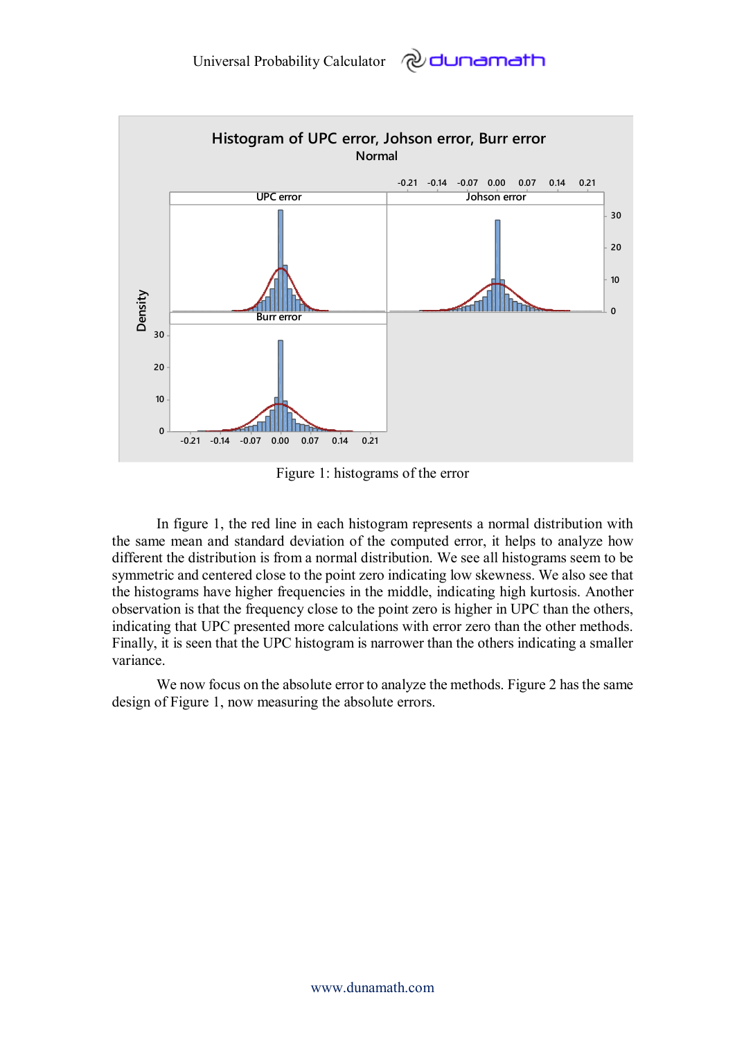Figure 1: histograms of the error

In figure 1, the red line in each histogram represents a normal distribution with the same mean and standard deviation of the computed error, it helps to analyze how different the distribution is from a normal distribution. We see all histograms seem to be symmetric and centered close to the point zero indicating low skewness. We also see that the histograms have higher frequencies in the middle, indicating high kurtosis. Another observation is that the frequency close to the point zero is higher in UPC than the others, indicating that UPC presented more calculations with error zero than the other methods. Finally, it is seen that the UPC histogram is narrower than the others indicating a smaller variance.

We now focus on the absolute error to analyze the methods. Figure 2 has the same design of Figure 1, now measuring the absolute errors.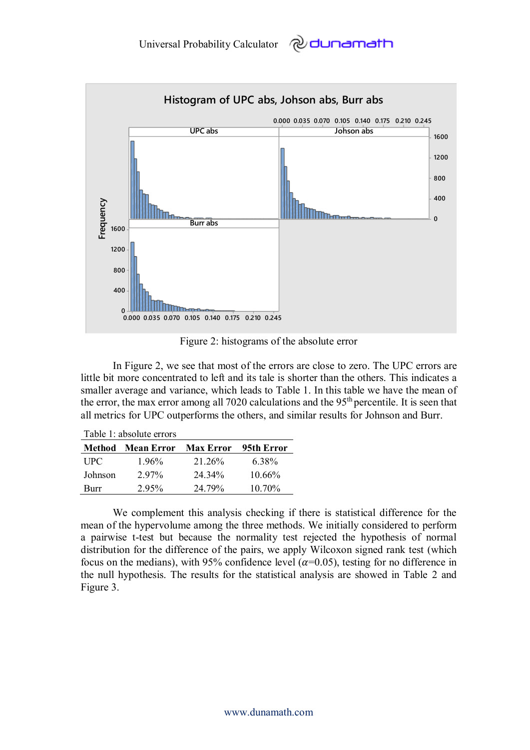Figure 2: histograms of the absolute error

In Figure 2, we see that most of the errors are close to zero. The UPC errors are little bit more concentrated to left and its tale is shorter than the others. This indicates a smaller average and variance, which leads to Table 1. In this table we have the mean of the error, the max error among all 7020 calculations and the 95th percentile. It is seen that all metrics for UPC outperforms the others, and similar results for Johnson and Burr.

Table 1: absolute errors

| Method | Mean Error | Max Error | 95th Error |
|---|---|---|---|
| UPC | 1.96% | 21.26% | 6.38% |
| Johnson | 2.97% | 24.34% | 10.66% |
| Burr | 2.95% | 24.79% | 10.70% |

We complement this analysis checking if there is statistical difference for the mean of the hypervolume among the three methods. We initially considered to perform a pairwise t-test but because the normality test rejected the hypothesis of normal distribution for the difference of the pairs, we apply Wilcoxon signed rank test (which focus on the medians), with 95% confidence level ($\alpha$=0.05), testing for no difference in the null hypothesis. The results for the statistical analysis are showed in Table 2 and Figure 3.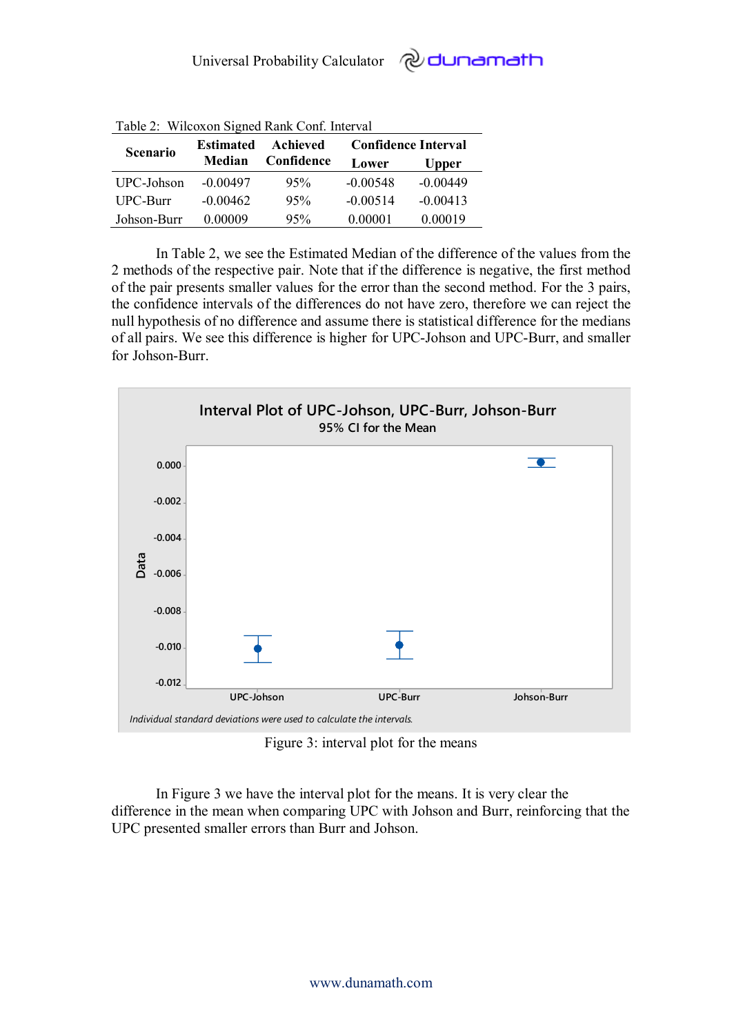Table 2: Wilcoxon Signed Rank Conf. Interval

| Scenario | Estimated Median | Achieved Confidence | Confidence Interval | |
|---|---|---|---|---|
| | | | Lower | Upper |
| UPC-Johson | -0.00497 | 95% | -0.00548 | -0.00449 |
| UPC-Burr | -0.00462 | 95% | -0.00514 | -0.00413 |
| Johson-Burr | 0.00009 | 95% | 0.00001 | 0.00019 |

In Table 2, we see the Estimated Median of the difference of the values from the 2 methods of the respective pair. Note that if the difference is negative, the first method of the pair presents smaller values for the error than the second method. For the 3 pairs, the confidence intervals of the differences do not have zero, therefore we can reject the null hypothesis of no difference and assume there is statistical difference for the medians of all pairs. We see this difference is higher for UPC-Johson and UPC-Burr, and smaller for Johson-Burr.

Figure 3: interval plot for the means

In Figure 3 we have the interval plot for the means. It is very clear the difference in the mean when comparing UPC with Johson and Burr, reinforcing that the UPC presented smaller errors than Burr and Johson.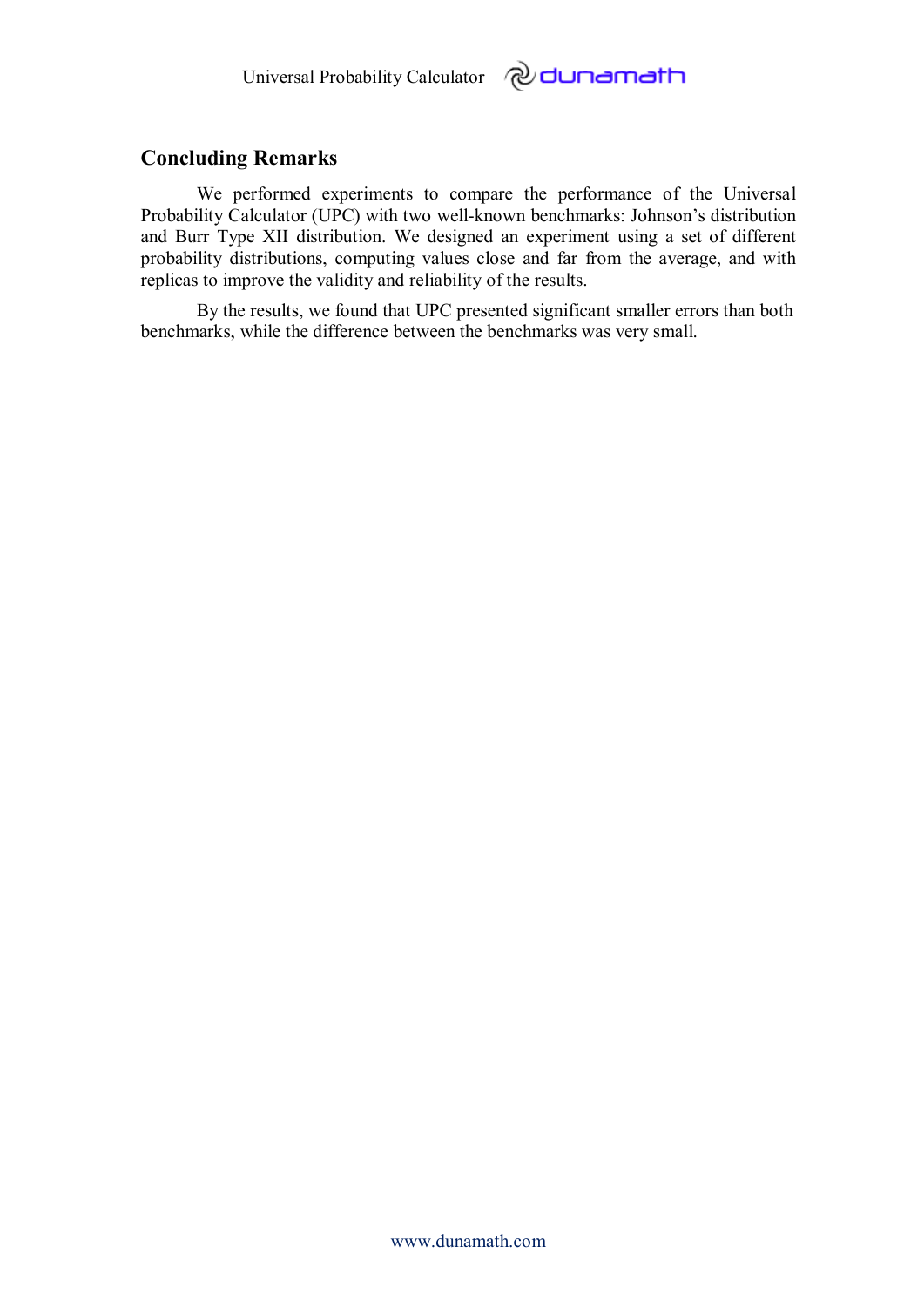## Concluding Remarks

We performed experiments to compare the performance of the Universal Probability Calculator (UPC) with two well-known benchmarks: Johnson's distribution and Burr Type XII distribution. We designed an experiment using a set of different probability distributions, computing values close and far from the average, and with replicas to improve the validity and reliability of the results.

By the results, we found that UPC presented significant smaller errors than both benchmarks, while the difference between the benchmarks was very small.